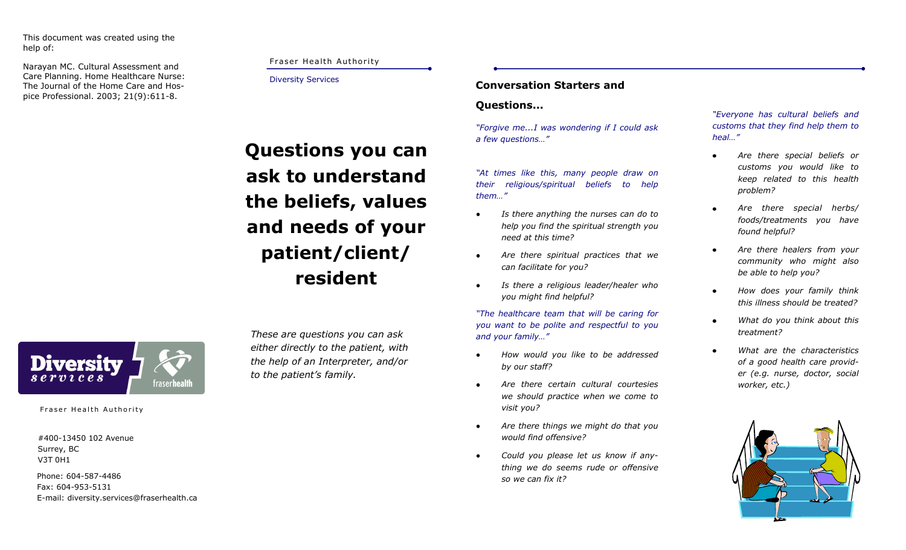This document was created using the help of:

Narayan MC. Cultural Assessment and Care Planning. Home Healthcare Nurse: The Journal of the Home Care and Hospice Professional. 2003; 21(9):611-8.

Fraser Health Authority

#400-13450 102 Avenue
Surrey, BC
V3T 0H1

Phone: 604-587-4486
Fax: 604-953-5131
E-mail: diversity.services@fraserhealth.ca

Fraser Health Authority

Diversity Services

# Questions you can ask to understand the beliefs, values and needs of your patient/client/resident

*These are questions you can ask either directly to the patient, with the help of an Interpreter, and/or to the patient's family.*

## Conversation Starters and Questions...

*"Forgive me...I was wondering if I could ask a few questions…"*

*"At times like this, many people draw on their religious/spiritual beliefs to help them…"*

- *Is there anything the nurses can do to help you find the spiritual strength you need at this time?*
- *Are there spiritual practices that we can facilitate for you?*
- *Is there a religious leader/healer who you might find helpful?*

*"The healthcare team that will be caring for you want to be polite and respectful to you and your family…"*

- *How would you like to be addressed by our staff?*
- *Are there certain cultural courtesies we should practice when we come to visit you?*
- *Are there things we might do that you would find offensive?*
- *Could you please let us know if anything we do seems rude or offensive so we can fix it?*

*"Everyone has cultural beliefs and customs that they find help them to heal…"*

- *Are there special beliefs or customs you would like to keep related to this health problem?*
- *Are there special herbs/foods/treatments you have found helpful?*
- *Are there healers from your community who might also be able to help you?*
- *How does your family think this illness should be treated?*
- *What do you think about this treatment?*
- *What are the characteristics of a good health care provider (e.g. nurse, doctor, social worker, etc.)*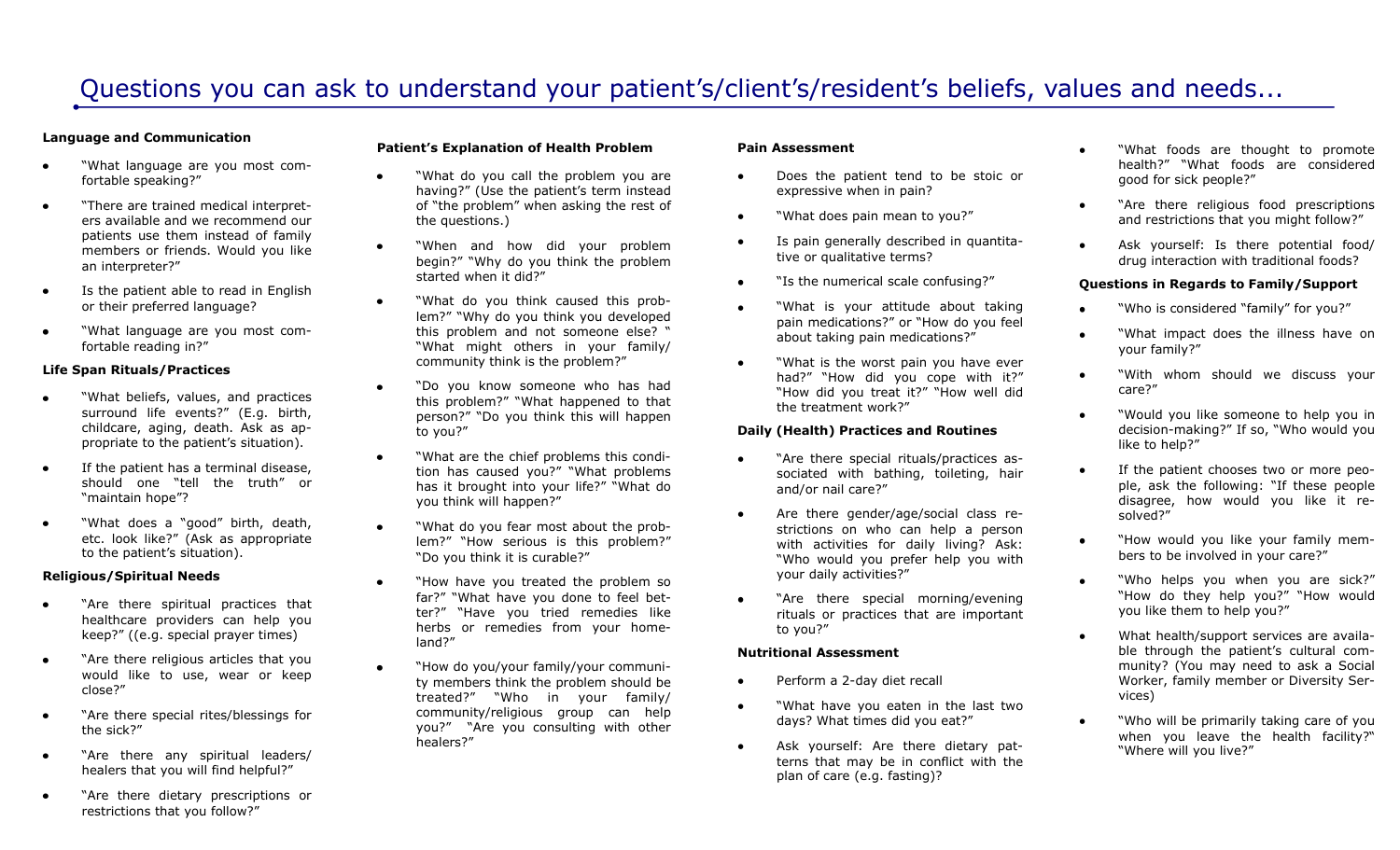# Questions you can ask to understand your patient's/client's/resident's beliefs, values and needs...

### Language and Communication

- "What language are you most comfortable speaking?"
- "There are trained medical interpreters available and we recommend our patients use them instead of family members or friends. Would you like an interpreter?"
- Is the patient able to read in English or their preferred language?
- "What language are you most comfortable reading in?"

### Life Span Rituals/Practices

- "What beliefs, values, and practices surround life events?" (E.g. birth, childcare, aging, death. Ask as appropriate to the patient's situation).
- If the patient has a terminal disease, should one "tell the truth" or "maintain hope"?
- "What does a "good" birth, death, etc. look like?" (Ask as appropriate to the patient's situation).

### Religious/Spiritual Needs

- "Are there spiritual practices that healthcare providers can help you keep?" ((e.g. special prayer times)
- "Are there religious articles that you would like to use, wear or keep close?"
- "Are there special rites/blessings for the sick?"
- "Are there any spiritual leaders/ healers that you will find helpful?"
- "Are there dietary prescriptions or restrictions that you follow?"

### Patient's Explanation of Health Problem

- "What do you call the problem you are having?" (Use the patient's term instead of "the problem" when asking the rest of the questions.)
- "When and how did your problem begin?" "Why do you think the problem started when it did?"
- "What do you think caused this problem?" "Why do you think you developed this problem and not someone else? " "What might others in your family/ community think is the problem?"
- "Do you know someone who has had this problem?" "What happened to that person?" "Do you think this will happen to you?"
- "What are the chief problems this condition has caused you?" "What problems has it brought into your life?" "What do you think will happen?"
- "What do you fear most about the problem?" "How serious is this problem?" "Do you think it is curable?"
- "How have you treated the problem so far?" "What have you done to feel better?" "Have you tried remedies like herbs or remedies from your homeland?"
- "How do you/your family/your community members think the problem should be treated?" "Who in your family/ community/religious group can help you?" "Are you consulting with other healers?"

### Pain Assessment

- Does the patient tend to be stoic or expressive when in pain?
- "What does pain mean to you?"
- Is pain generally described in quantitative or qualitative terms?
- "Is the numerical scale confusing?"
- "What is your attitude about taking pain medications?" or "How do you feel about taking pain medications?"
- "What is the worst pain you have ever had?" "How did you cope with it?" "How did you treat it?" "How well did the treatment work?"

### Daily (Health) Practices and Routines

- "Are there special rituals/practices associated with bathing, toileting, hair and/or nail care?"
- Are there gender/age/social class restrictions on who can help a person with activities for daily living? Ask: "Who would you prefer help you with your daily activities?"
- "Are there special morning/evening rituals or practices that are important to you?"

### Nutritional Assessment

- Perform a 2-day diet recall
- "What have you eaten in the last two days? What times did you eat?"
- Ask yourself: Are there dietary patterns that may be in conflict with the plan of care (e.g. fasting)?
- "What foods are thought to promote health?" "What foods are considered good for sick people?"
- "Are there religious food prescriptions and restrictions that you might follow?"
- Ask yourself: Is there potential food/ drug interaction with traditional foods?

### Questions in Regards to Family/Support

- "Who is considered "family" for you?"
- "What impact does the illness have on your family?"
- "With whom should we discuss your care?"
- "Would you like someone to help you in decision-making?" If so, "Who would you like to help?"
- If the patient chooses two or more people, ask the following: "If these people disagree, how would you like it resolved?"
- "How would you like your family members to be involved in your care?"
- "Who helps you when you are sick?" "How do they help you?" "How would you like them to help you?"
- What health/support services are available through the patient's cultural community? (You may need to ask a Social Worker, family member or Diversity Services)
- "Who will be primarily taking care of you when you leave the health facility?" "Where will you live?"